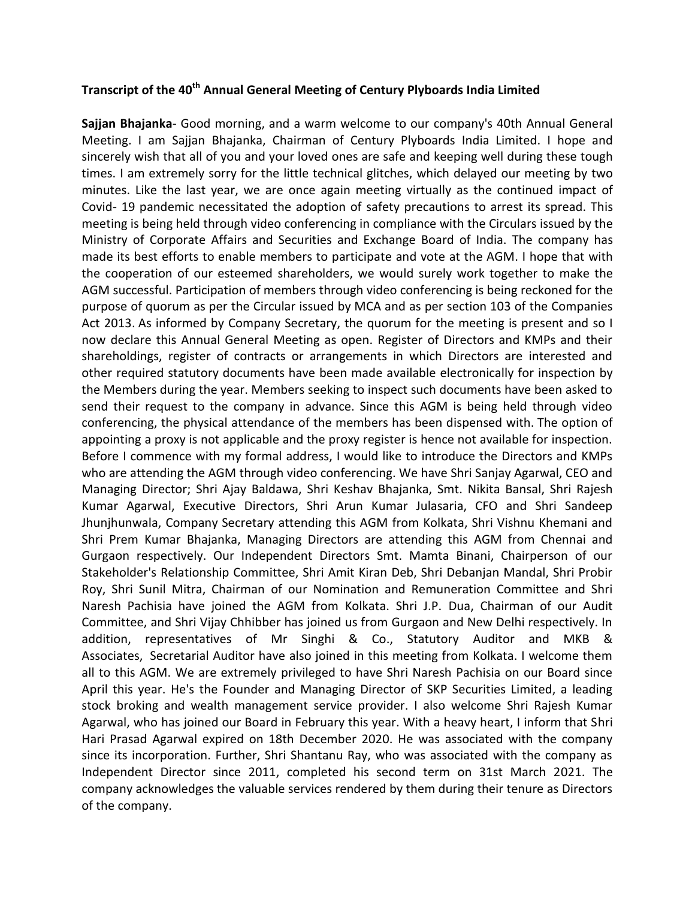**Transcript of the 40th Annual General Meeting of Century Plyboards India Limited**

**Sajjan Bhajanka**- Good morning, and a warm welcome to our company's 40th Annual General Meeting. I am Sajjan Bhajanka, Chairman of Century Plyboards India Limited. I hope and sincerely wish that all of you and your loved ones are safe and keeping well during these tough times. I am extremely sorry for the little technical glitches, which delayed our meeting by two minutes. Like the last year, we are once again meeting virtually as the continued impact of Covid- 19 pandemic necessitated the adoption of safety precautions to arrest its spread. This meeting is being held through video conferencing in compliance with the Circulars issued by the Ministry of Corporate Affairs and Securities and Exchange Board of India. The company has made its best efforts to enable members to participate and vote at the AGM. I hope that with the cooperation of our esteemed shareholders, we would surely work together to make the AGM successful. Participation of members through video conferencing is being reckoned for the purpose of quorum as per the Circular issued by MCA and as per section 103 of the Companies Act 2013. As informed by Company Secretary, the quorum for the meeting is present and so I now declare this Annual General Meeting as open. Register of Directors and KMPs and their shareholdings, register of contracts or arrangements in which Directors are interested and other required statutory documents have been made available electronically for inspection by the Members during the year. Members seeking to inspect such documents have been asked to send their request to the company in advance. Since this AGM is being held through video conferencing, the physical attendance of the members has been dispensed with. The option of appointing a proxy is not applicable and the proxy register is hence not available for inspection. Before I commence with my formal address, I would like to introduce the Directors and KMPs who are attending the AGM through video conferencing. We have Shri Sanjay Agarwal, CEO and Managing Director; Shri Ajay Baldawa, Shri Keshav Bhajanka, Smt. Nikita Bansal, Shri Rajesh Kumar Agarwal, Executive Directors, Shri Arun Kumar Julasaria, CFO and Shri Sandeep Jhunjhunwala, Company Secretary attending this AGM from Kolkata, Shri Vishnu Khemani and Shri Prem Kumar Bhajanka, Managing Directors are attending this AGM from Chennai and Gurgaon respectively. Our Independent Directors Smt. Mamta Binani, Chairperson of our Stakeholder's Relationship Committee, Shri Amit Kiran Deb, Shri Debanjan Mandal, Shri Probir Roy, Shri Sunil Mitra, Chairman of our Nomination and Remuneration Committee and Shri Naresh Pachisia have joined the AGM from Kolkata. Shri J.P. Dua, Chairman of our Audit Committee, and Shri Vijay Chhibber has joined us from Gurgaon and New Delhi respectively. In addition, representatives of Mr Singhi & Co., Statutory Auditor and MKB & Associates, Secretarial Auditor have also joined in this meeting from Kolkata. I welcome them all to this AGM. We are extremely privileged to have Shri Naresh Pachisia on our Board since April this year. He's the Founder and Managing Director of SKP Securities Limited, a leading stock broking and wealth management service provider. I also welcome Shri Rajesh Kumar Agarwal, who has joined our Board in February this year. With a heavy heart, I inform that Shri Hari Prasad Agarwal expired on 18th December 2020. He was associated with the company since its incorporation. Further, Shri Shantanu Ray, who was associated with the company as Independent Director since 2011, completed his second term on 31st March 2021. The company acknowledges the valuable services rendered by them during their tenure as Directors of the company.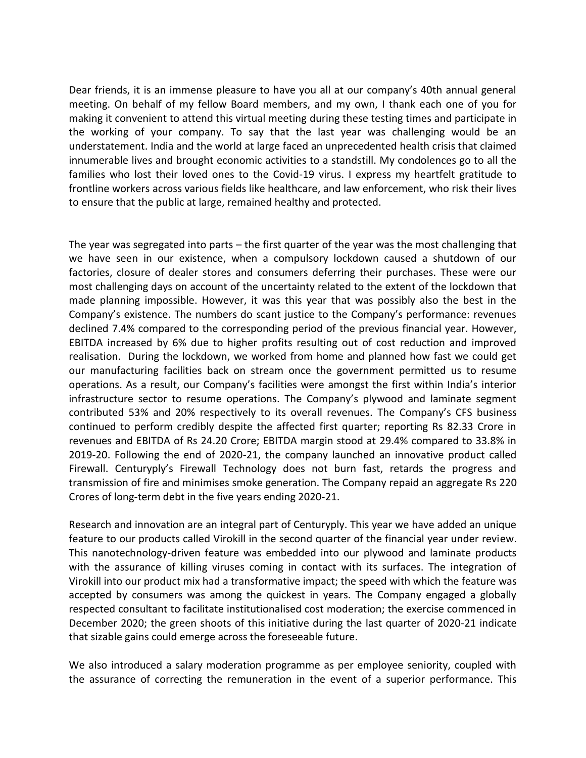Dear friends, it is an immense pleasure to have you all at our company's 40th annual general meeting. On behalf of my fellow Board members, and my own, I thank each one of you for making it convenient to attend this virtual meeting during these testing times and participate in the working of your company. To say that the last year was challenging would be an understatement. India and the world at large faced an unprecedented health crisis that claimed innumerable lives and brought economic activities to a standstill. My condolences go to all the families who lost their loved ones to the Covid-19 virus. I express my heartfelt gratitude to frontline workers across various fields like healthcare, and law enforcement, who risk their lives to ensure that the public at large, remained healthy and protected.

The year was segregated into parts – the first quarter of the year was the most challenging that we have seen in our existence, when a compulsory lockdown caused a shutdown of our factories, closure of dealer stores and consumers deferring their purchases. These were our most challenging days on account of the uncertainty related to the extent of the lockdown that made planning impossible. However, it was this year that was possibly also the best in the Company's existence. The numbers do scant justice to the Company's performance: revenues declined 7.4% compared to the corresponding period of the previous financial year. However, EBITDA increased by 6% due to higher profits resulting out of cost reduction and improved realisation. During the lockdown, we worked from home and planned how fast we could get our manufacturing facilities back on stream once the government permitted us to resume operations. As a result, our Company's facilities were amongst the first within India's interior infrastructure sector to resume operations. The Company's plywood and laminate segment contributed 53% and 20% respectively to its overall revenues. The Company's CFS business continued to perform credibly despite the affected first quarter; reporting Rs 82.33 Crore in revenues and EBITDA of Rs 24.20 Crore; EBITDA margin stood at 29.4% compared to 33.8% in 2019-20. Following the end of 2020-21, the company launched an innovative product called Firewall. Centuryply's Firewall Technology does not burn fast, retards the progress and transmission of fire and minimises smoke generation. The Company repaid an aggregate Rs 220 Crores of long-term debt in the five years ending 2020-21.

Research and innovation are an integral part of Centuryply. This year we have added an unique feature to our products called Virokill in the second quarter of the financial year under review. This nanotechnology-driven feature was embedded into our plywood and laminate products with the assurance of killing viruses coming in contact with its surfaces. The integration of Virokill into our product mix had a transformative impact; the speed with which the feature was accepted by consumers was among the quickest in years. The Company engaged a globally respected consultant to facilitate institutionalised cost moderation; the exercise commenced in December 2020; the green shoots of this initiative during the last quarter of 2020-21 indicate that sizable gains could emerge across the foreseeable future.

We also introduced a salary moderation programme as per employee seniority, coupled with the assurance of correcting the remuneration in the event of a superior performance. This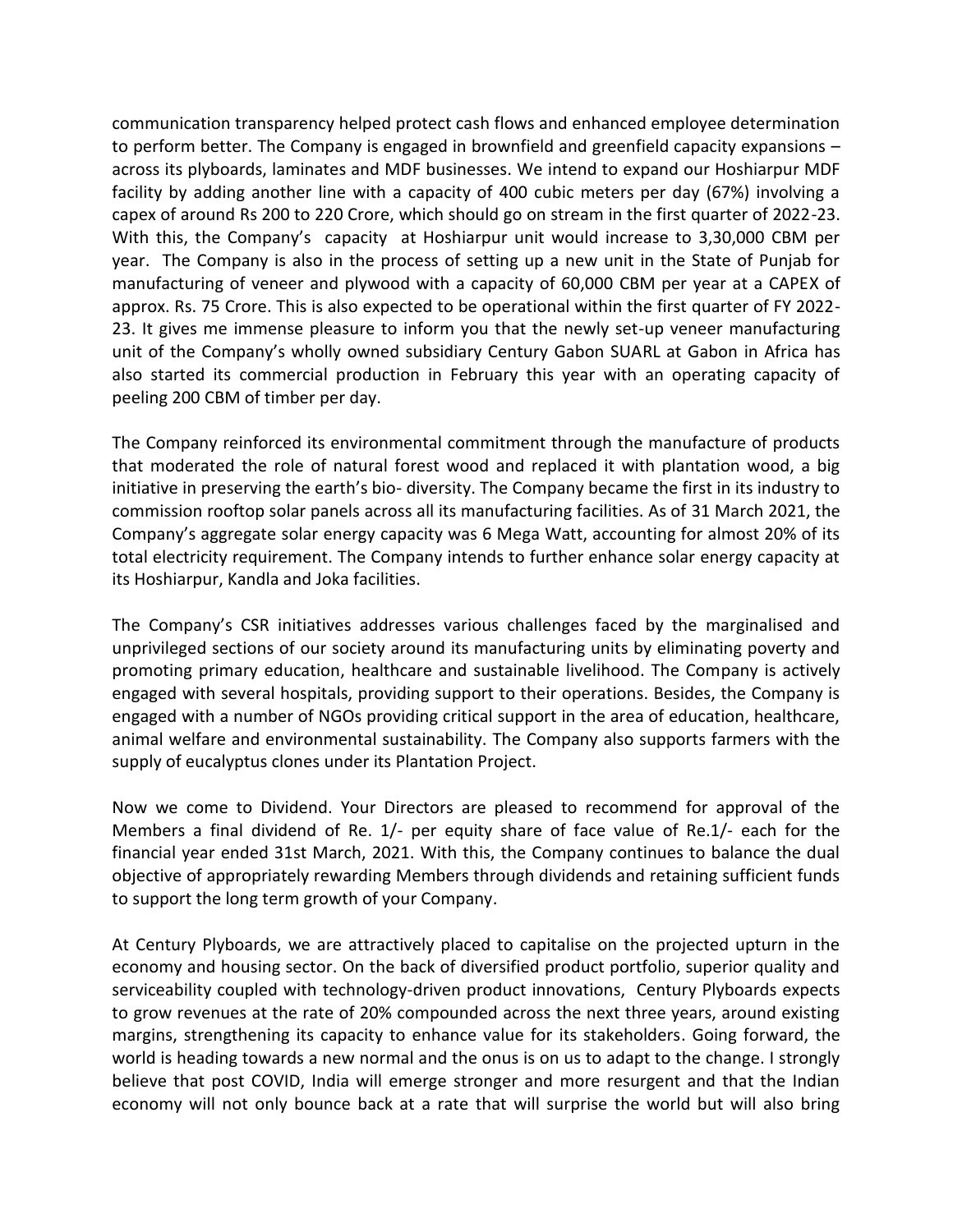communication transparency helped protect cash flows and enhanced employee determination to perform better. The Company is engaged in brownfield and greenfield capacity expansions – across its plyboards, laminates and MDF businesses. We intend to expand our Hoshiarpur MDF facility by adding another line with a capacity of 400 cubic meters per day (67%) involving a capex of around Rs 200 to 220 Crore, which should go on stream in the first quarter of 2022-23. With this, the Company's capacity at Hoshiarpur unit would increase to 3,30,000 CBM per year. The Company is also in the process of setting up a new unit in the State of Punjab for manufacturing of veneer and plywood with a capacity of 60,000 CBM per year at a CAPEX of approx. Rs. 75 Crore. This is also expected to be operational within the first quarter of FY 2022-23. It gives me immense pleasure to inform you that the newly set-up veneer manufacturing unit of the Company's wholly owned subsidiary Century Gabon SUARL at Gabon in Africa has also started its commercial production in February this year with an operating capacity of peeling 200 CBM of timber per day.

The Company reinforced its environmental commitment through the manufacture of products that moderated the role of natural forest wood and replaced it with plantation wood, a big initiative in preserving the earth's bio- diversity. The Company became the first in its industry to commission rooftop solar panels across all its manufacturing facilities. As of 31 March 2021, the Company's aggregate solar energy capacity was 6 Mega Watt, accounting for almost 20% of its total electricity requirement. The Company intends to further enhance solar energy capacity at its Hoshiarpur, Kandla and Joka facilities.

The Company's CSR initiatives addresses various challenges faced by the marginalised and unprivileged sections of our society around its manufacturing units by eliminating poverty and promoting primary education, healthcare and sustainable livelihood. The Company is actively engaged with several hospitals, providing support to their operations. Besides, the Company is engaged with a number of NGOs providing critical support in the area of education, healthcare, animal welfare and environmental sustainability. The Company also supports farmers with the supply of eucalyptus clones under its Plantation Project.

Now we come to Dividend. Your Directors are pleased to recommend for approval of the Members a final dividend of Re. 1/- per equity share of face value of Re.1/- each for the financial year ended 31st March, 2021. With this, the Company continues to balance the dual objective of appropriately rewarding Members through dividends and retaining sufficient funds to support the long term growth of your Company.

At Century Plyboards, we are attractively placed to capitalise on the projected upturn in the economy and housing sector. On the back of diversified product portfolio, superior quality and serviceability coupled with technology-driven product innovations, Century Plyboards expects to grow revenues at the rate of 20% compounded across the next three years, around existing margins, strengthening its capacity to enhance value for its stakeholders. Going forward, the world is heading towards a new normal and the onus is on us to adapt to the change. I strongly believe that post COVID, India will emerge stronger and more resurgent and that the Indian economy will not only bounce back at a rate that will surprise the world but will also bring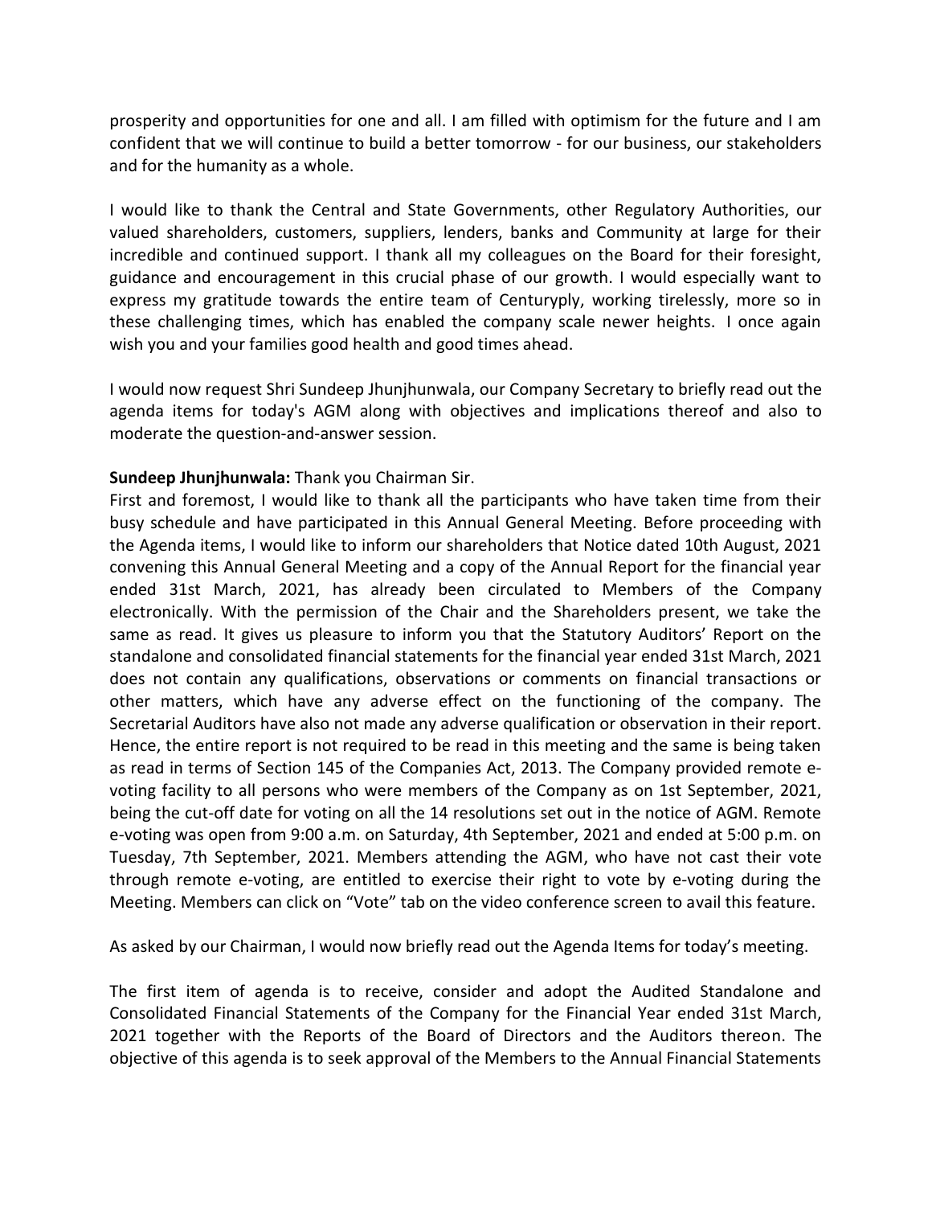prosperity and opportunities for one and all. I am filled with optimism for the future and I am confident that we will continue to build a better tomorrow - for our business, our stakeholders and for the humanity as a whole.

I would like to thank the Central and State Governments, other Regulatory Authorities, our valued shareholders, customers, suppliers, lenders, banks and Community at large for their incredible and continued support. I thank all my colleagues on the Board for their foresight, guidance and encouragement in this crucial phase of our growth. I would especially want to express my gratitude towards the entire team of Centuryply, working tirelessly, more so in these challenging times, which has enabled the company scale newer heights. I once again wish you and your families good health and good times ahead.

I would now request Shri Sundeep Jhunjhunwala, our Company Secretary to briefly read out the agenda items for today's AGM along with objectives and implications thereof and also to moderate the question-and-answer session.

**Sundeep Jhunjhunwala:** Thank you Chairman Sir.
First and foremost, I would like to thank all the participants who have taken time from their busy schedule and have participated in this Annual General Meeting. Before proceeding with the Agenda items, I would like to inform our shareholders that Notice dated 10th August, 2021 convening this Annual General Meeting and a copy of the Annual Report for the financial year ended 31st March, 2021, has already been circulated to Members of the Company electronically. With the permission of the Chair and the Shareholders present, we take the same as read. It gives us pleasure to inform you that the Statutory Auditors' Report on the standalone and consolidated financial statements for the financial year ended 31st March, 2021 does not contain any qualifications, observations or comments on financial transactions or other matters, which have any adverse effect on the functioning of the company. The Secretarial Auditors have also not made any adverse qualification or observation in their report. Hence, the entire report is not required to be read in this meeting and the same is being taken as read in terms of Section 145 of the Companies Act, 2013. The Company provided remote e-voting facility to all persons who were members of the Company as on 1st September, 2021, being the cut-off date for voting on all the 14 resolutions set out in the notice of AGM. Remote e-voting was open from 9:00 a.m. on Saturday, 4th September, 2021 and ended at 5:00 p.m. on Tuesday, 7th September, 2021. Members attending the AGM, who have not cast their vote through remote e-voting, are entitled to exercise their right to vote by e-voting during the Meeting. Members can click on "Vote" tab on the video conference screen to avail this feature.

As asked by our Chairman, I would now briefly read out the Agenda Items for today's meeting.

The first item of agenda is to receive, consider and adopt the Audited Standalone and Consolidated Financial Statements of the Company for the Financial Year ended 31st March, 2021 together with the Reports of the Board of Directors and the Auditors thereon. The objective of this agenda is to seek approval of the Members to the Annual Financial Statements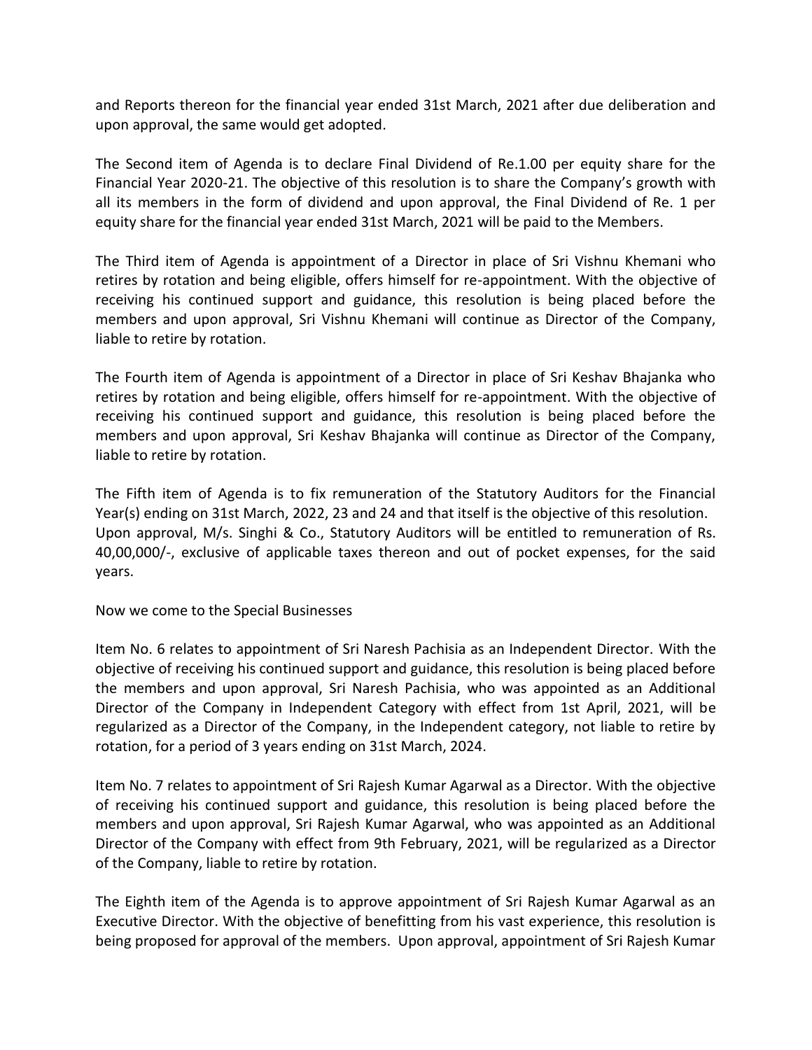and Reports thereon for the financial year ended 31st March, 2021 after due deliberation and upon approval, the same would get adopted.

The Second item of Agenda is to declare Final Dividend of Re.1.00 per equity share for the Financial Year 2020-21. The objective of this resolution is to share the Company's growth with all its members in the form of dividend and upon approval, the Final Dividend of Re. 1 per equity share for the financial year ended 31st March, 2021 will be paid to the Members.

The Third item of Agenda is appointment of a Director in place of Sri Vishnu Khemani who retires by rotation and being eligible, offers himself for re-appointment. With the objective of receiving his continued support and guidance, this resolution is being placed before the members and upon approval, Sri Vishnu Khemani will continue as Director of the Company, liable to retire by rotation.

The Fourth item of Agenda is appointment of a Director in place of Sri Keshav Bhajanka who retires by rotation and being eligible, offers himself for re-appointment. With the objective of receiving his continued support and guidance, this resolution is being placed before the members and upon approval, Sri Keshav Bhajanka will continue as Director of the Company, liable to retire by rotation.

The Fifth item of Agenda is to fix remuneration of the Statutory Auditors for the Financial Year(s) ending on 31st March, 2022, 23 and 24 and that itself is the objective of this resolution. Upon approval, M/s. Singhi & Co., Statutory Auditors will be entitled to remuneration of Rs. 40,00,000/-, exclusive of applicable taxes thereon and out of pocket expenses, for the said years.

Now we come to the Special Businesses

Item No. 6 relates to appointment of Sri Naresh Pachisia as an Independent Director. With the objective of receiving his continued support and guidance, this resolution is being placed before the members and upon approval, Sri Naresh Pachisia, who was appointed as an Additional Director of the Company in Independent Category with effect from 1st April, 2021, will be regularized as a Director of the Company, in the Independent category, not liable to retire by rotation, for a period of 3 years ending on 31st March, 2024.

Item No. 7 relates to appointment of Sri Rajesh Kumar Agarwal as a Director. With the objective of receiving his continued support and guidance, this resolution is being placed before the members and upon approval, Sri Rajesh Kumar Agarwal, who was appointed as an Additional Director of the Company with effect from 9th February, 2021, will be regularized as a Director of the Company, liable to retire by rotation.

The Eighth item of the Agenda is to approve appointment of Sri Rajesh Kumar Agarwal as an Executive Director. With the objective of benefitting from his vast experience, this resolution is being proposed for approval of the members. Upon approval, appointment of Sri Rajesh Kumar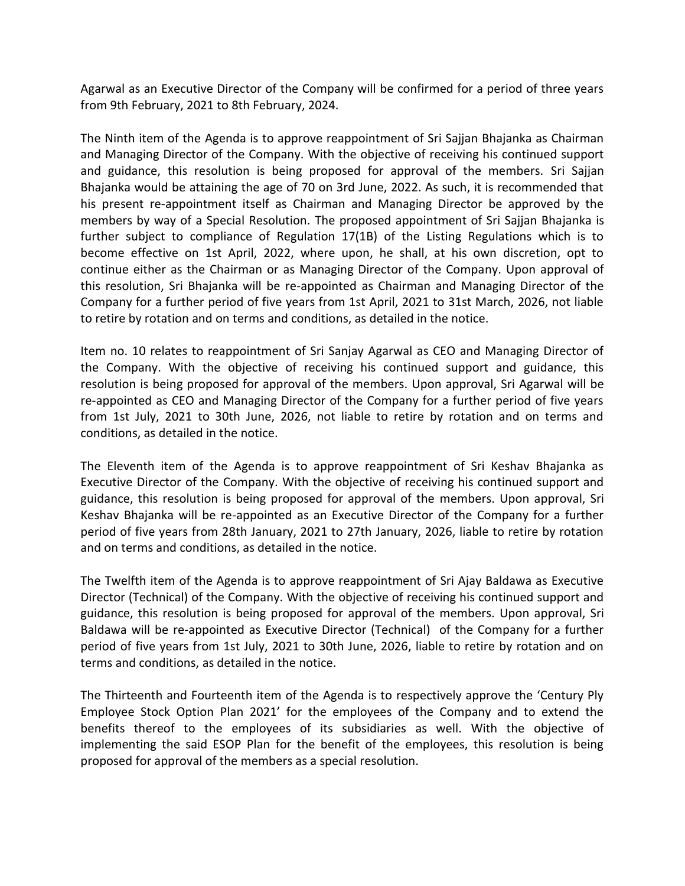Agarwal as an Executive Director of the Company will be confirmed for a period of three years from 9th February, 2021 to 8th February, 2024.

The Ninth item of the Agenda is to approve reappointment of Sri Sajjan Bhajanka as Chairman and Managing Director of the Company. With the objective of receiving his continued support and guidance, this resolution is being proposed for approval of the members. Sri Sajjan Bhajanka would be attaining the age of 70 on 3rd June, 2022. As such, it is recommended that his present re-appointment itself as Chairman and Managing Director be approved by the members by way of a Special Resolution. The proposed appointment of Sri Sajjan Bhajanka is further subject to compliance of Regulation 17(1B) of the Listing Regulations which is to become effective on 1st April, 2022, where upon, he shall, at his own discretion, opt to continue either as the Chairman or as Managing Director of the Company. Upon approval of this resolution, Sri Bhajanka will be re-appointed as Chairman and Managing Director of the Company for a further period of five years from 1st April, 2021 to 31st March, 2026, not liable to retire by rotation and on terms and conditions, as detailed in the notice.

Item no. 10 relates to reappointment of Sri Sanjay Agarwal as CEO and Managing Director of the Company. With the objective of receiving his continued support and guidance, this resolution is being proposed for approval of the members. Upon approval, Sri Agarwal will be re-appointed as CEO and Managing Director of the Company for a further period of five years from 1st July, 2021 to 30th June, 2026, not liable to retire by rotation and on terms and conditions, as detailed in the notice.

The Eleventh item of the Agenda is to approve reappointment of Sri Keshav Bhajanka as Executive Director of the Company. With the objective of receiving his continued support and guidance, this resolution is being proposed for approval of the members. Upon approval, Sri Keshav Bhajanka will be re-appointed as an Executive Director of the Company for a further period of five years from 28th January, 2021 to 27th January, 2026, liable to retire by rotation and on terms and conditions, as detailed in the notice.

The Twelfth item of the Agenda is to approve reappointment of Sri Ajay Baldawa as Executive Director (Technical) of the Company. With the objective of receiving his continued support and guidance, this resolution is being proposed for approval of the members. Upon approval, Sri Baldawa will be re-appointed as Executive Director (Technical) of the Company for a further period of five years from 1st July, 2021 to 30th June, 2026, liable to retire by rotation and on terms and conditions, as detailed in the notice.

The Thirteenth and Fourteenth item of the Agenda is to respectively approve the 'Century Ply Employee Stock Option Plan 2021' for the employees of the Company and to extend the benefits thereof to the employees of its subsidiaries as well. With the objective of implementing the said ESOP Plan for the benefit of the employees, this resolution is being proposed for approval of the members as a special resolution.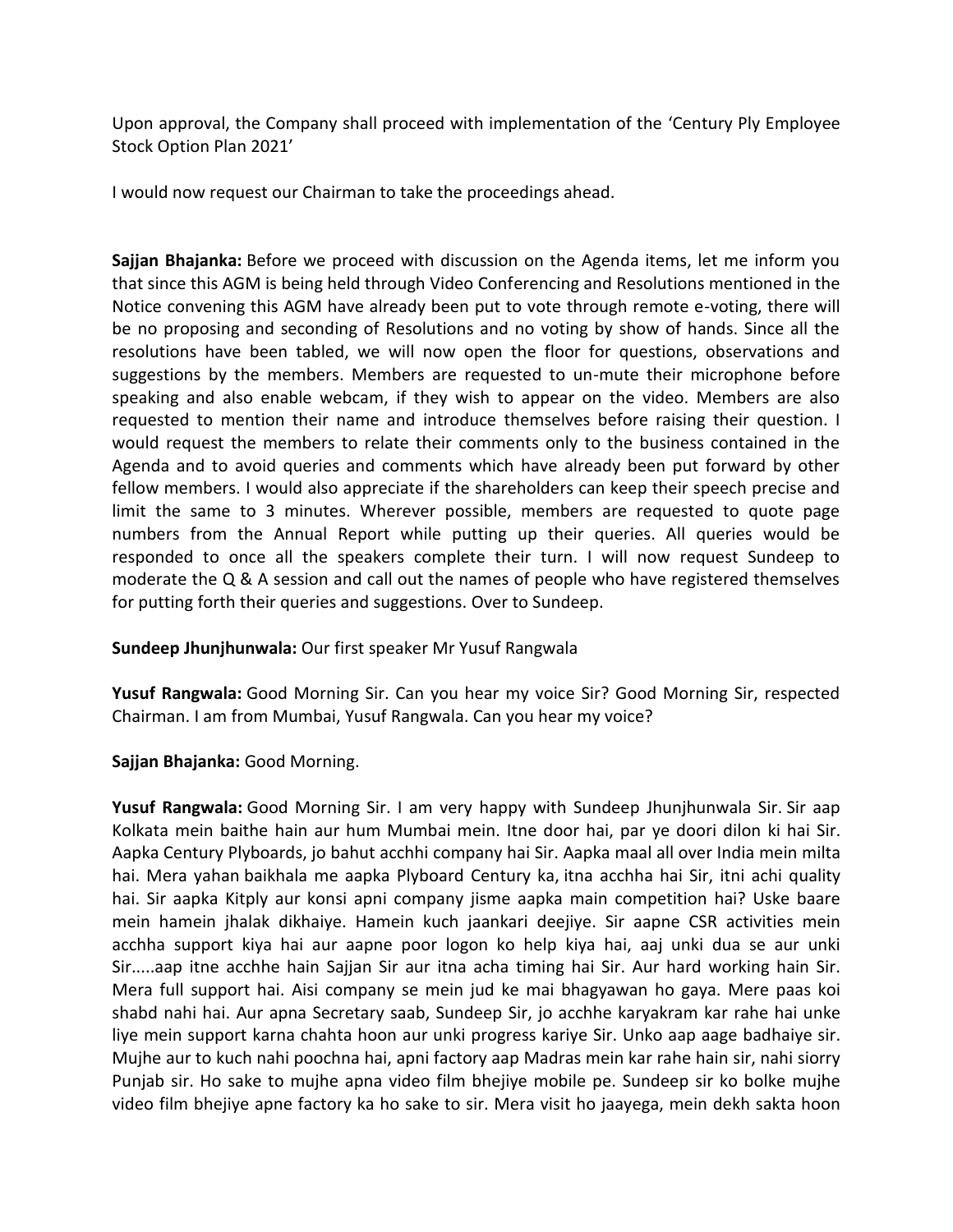Upon approval, the Company shall proceed with implementation of the 'Century Ply Employee Stock Option Plan 2021'

I would now request our Chairman to take the proceedings ahead.

**Sajjan Bhajanka:** Before we proceed with discussion on the Agenda items, let me inform you that since this AGM is being held through Video Conferencing and Resolutions mentioned in the Notice convening this AGM have already been put to vote through remote e-voting, there will be no proposing and seconding of Resolutions and no voting by show of hands. Since all the resolutions have been tabled, we will now open the floor for questions, observations and suggestions by the members. Members are requested to un-mute their microphone before speaking and also enable webcam, if they wish to appear on the video. Members are also requested to mention their name and introduce themselves before raising their question. I would request the members to relate their comments only to the business contained in the Agenda and to avoid queries and comments which have already been put forward by other fellow members. I would also appreciate if the shareholders can keep their speech precise and limit the same to 3 minutes. Wherever possible, members are requested to quote page numbers from the Annual Report while putting up their queries. All queries would be responded to once all the speakers complete their turn. I will now request Sundeep to moderate the Q & A session and call out the names of people who have registered themselves for putting forth their queries and suggestions. Over to Sundeep.

**Sundeep Jhunjhunwala:** Our first speaker Mr Yusuf Rangwala

**Yusuf Rangwala:** Good Morning Sir. Can you hear my voice Sir? Good Morning Sir, respected Chairman. I am from Mumbai, Yusuf Rangwala. Can you hear my voice?

**Sajjan Bhajanka:** Good Morning.

**Yusuf Rangwala:** Good Morning Sir. I am very happy with Sundeep Jhunjhunwala Sir. Sir aap Kolkata mein baithe hain aur hum Mumbai mein. Itne door hai, par ye doori dilon ki hai Sir. Aapka Century Plyboards, jo bahut acchhi company hai Sir. Aapka maal all over India mein milta hai. Mera yahan baikhala me aapka Plyboard Century ka, itna acchha hai Sir, itni achi quality hai. Sir aapka Kitply aur konsi apni company jisme aapka main competition hai? Uske baare mein hamein jhalak dikhaiye. Hamein kuch jaankari deejiye. Sir aapne CSR activities mein acchha support kiya hai aur aapne poor logon ko help kiya hai, aaj unki dua se aur unki Sir.....aap itne acchhe hain Sajjan Sir aur itna acha timing hai Sir. Aur hard working hain Sir. Mera full support hai. Aisi company se mein jud ke mai bhagyawan ho gaya. Mere paas koi shabd nahi hai. Aur apna Secretary saab, Sundeep Sir, jo acchhe karyakram kar rahe hai unke liye mein support karna chahta hoon aur unki progress kariye Sir. Unko aap aage badhaiye sir. Mujhe aur to kuch nahi poochna hai, apni factory aap Madras mein kar rahe hain sir, nahi siorry Punjab sir. Ho sake to mujhe apna video film bhejiye mobile pe. Sundeep sir ko bolke mujhe video film bhejiye apne factory ka ho sake to sir. Mera visit ho jaayega, mein dekh sakta hoon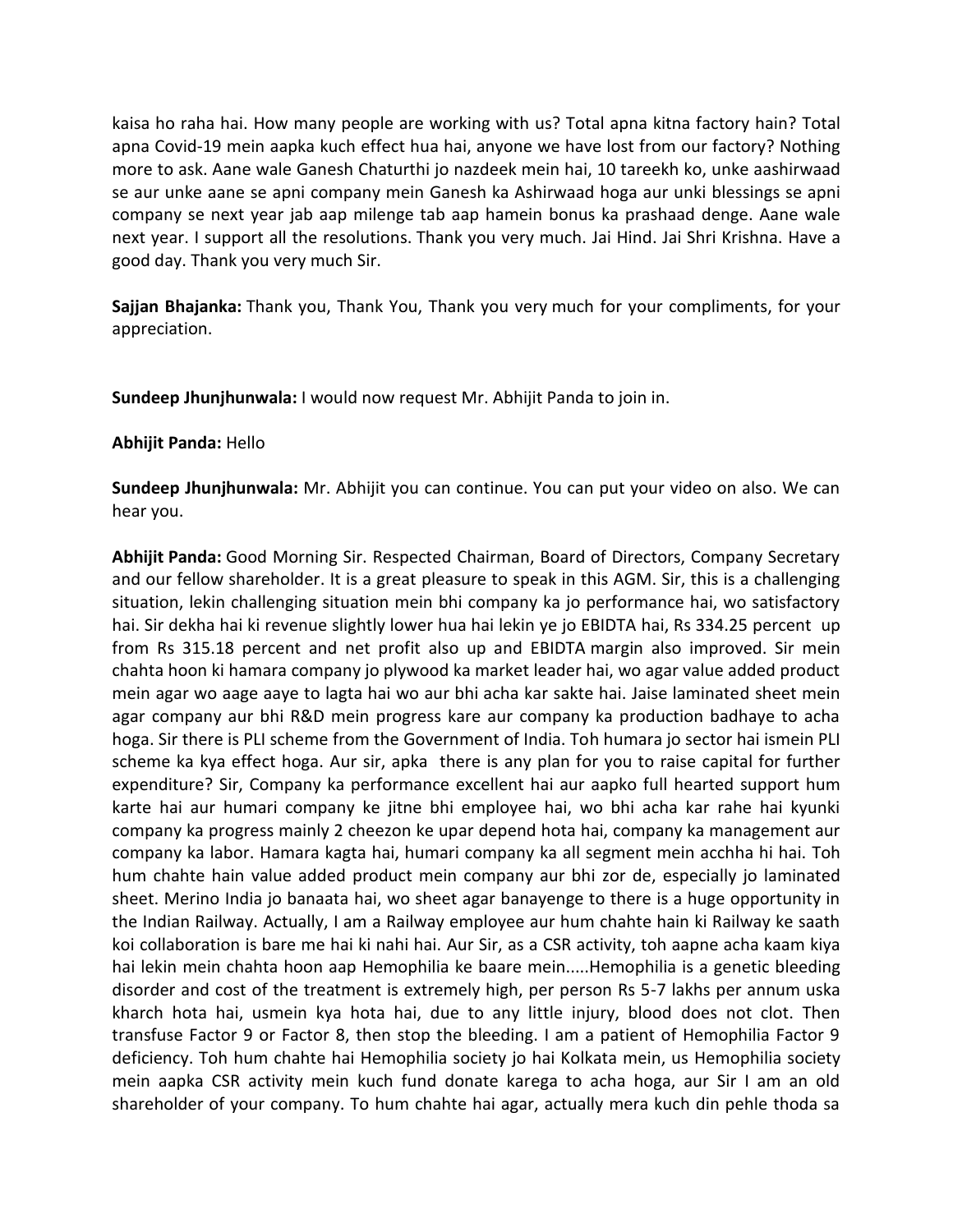kaisa ho raha hai. How many people are working with us? Total apna kitna factory hain? Total apna Covid-19 mein aapka kuch effect hua hai, anyone we have lost from our factory? Nothing more to ask. Aane wale Ganesh Chaturthi jo nazdeek mein hai, 10 tareekh ko, unke aashirwaad se aur unke aane se apni company mein Ganesh ka Ashirwaad hoga aur unki blessings se apni company se next year jab aap milenge tab aap hamein bonus ka prashaad denge. Aane wale next year. I support all the resolutions. Thank you very much. Jai Hind. Jai Shri Krishna. Have a good day. Thank you very much Sir.

**Sajjan Bhajanka:** Thank you, Thank You, Thank you very much for your compliments, for your appreciation.

**Sundeep Jhunjhunwala:** I would now request Mr. Abhijit Panda to join in.

**Abhijit Panda:** Hello

**Sundeep Jhunjhunwala:** Mr. Abhijit you can continue. You can put your video on also. We can hear you.

**Abhijit Panda:** Good Morning Sir. Respected Chairman, Board of Directors, Company Secretary and our fellow shareholder. It is a great pleasure to speak in this AGM. Sir, this is a challenging situation, lekin challenging situation mein bhi company ka jo performance hai, wo satisfactory hai. Sir dekha hai ki revenue slightly lower hua hai lekin ye jo EBIDTA hai, Rs 334.25 percent up from Rs 315.18 percent and net profit also up and EBIDTA margin also improved. Sir mein chahta hoon ki hamara company jo plywood ka market leader hai, wo agar value added product mein agar wo aage aaye to lagta hai wo aur bhi acha kar sakte hai. Jaise laminated sheet mein agar company aur bhi R&D mein progress kare aur company ka production badhaye to acha hoga. Sir there is PLI scheme from the Government of India. Toh humara jo sector hai ismein PLI scheme ka kya effect hoga. Aur sir, apka there is any plan for you to raise capital for further expenditure? Sir, Company ka performance excellent hai aur aapko full hearted support hum karte hai aur humari company ke jitne bhi employee hai, wo bhi acha kar rahe hai kyunki company ka progress mainly 2 cheezon ke upar depend hota hai, company ka management aur company ka labor. Hamara kagta hai, humari company ka all segment mein acchha hi hai. Toh hum chahte hain value added product mein company aur bhi zor de, especially jo laminated sheet. Merino India jo banaata hai, wo sheet agar banayenge to there is a huge opportunity in the Indian Railway. Actually, I am a Railway employee aur hum chahte hain ki Railway ke saath koi collaboration is bare me hai ki nahi hai. Aur Sir, as a CSR activity, toh aapne acha kaam kiya hai lekin mein chahta hoon aap Hemophilia ke baare mein.....Hemophilia is a genetic bleeding disorder and cost of the treatment is extremely high, per person Rs 5-7 lakhs per annum uska kharch hota hai, usmein kya hota hai, due to any little injury, blood does not clot. Then transfuse Factor 9 or Factor 8, then stop the bleeding. I am a patient of Hemophilia Factor 9 deficiency. Toh hum chahte hai Hemophilia society jo hai Kolkata mein, us Hemophilia society mein aapka CSR activity mein kuch fund donate karega to acha hoga, aur Sir I am an old shareholder of your company. To hum chahte hai agar, actually mera kuch din pehle thoda sa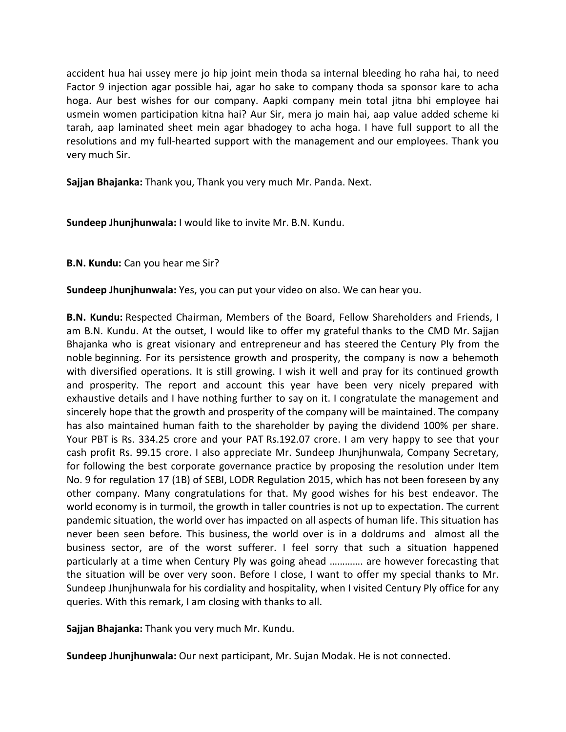accident hua hai ussey mere jo hip joint mein thoda sa internal bleeding ho raha hai, to need Factor 9 injection agar possible hai, agar ho sake to company thoda sa sponsor kare to acha hoga. Aur best wishes for our company. Aapki company mein total jitna bhi employee hai usmein women participation kitna hai? Aur Sir, mera jo main hai, aap value added scheme ki tarah, aap laminated sheet mein agar bhadogey to acha hoga. I have full support to all the resolutions and my full-hearted support with the management and our employees. Thank you very much Sir.

**Sajjan Bhajanka:** Thank you, Thank you very much Mr. Panda. Next.

**Sundeep Jhunjhunwala:** I would like to invite Mr. B.N. Kundu.

**B.N. Kundu:** Can you hear me Sir?

**Sundeep Jhunjhunwala:** Yes, you can put your video on also. We can hear you.

**B.N. Kundu:** Respected Chairman, Members of the Board, Fellow Shareholders and Friends, I am B.N. Kundu. At the outset, I would like to offer my grateful thanks to the CMD Mr. Sajjan Bhajanka who is great visionary and entrepreneur and has steered the Century Ply from the noble beginning. For its persistence growth and prosperity, the company is now a behemoth with diversified operations. It is still growing. I wish it well and pray for its continued growth and prosperity. The report and account this year have been very nicely prepared with exhaustive details and I have nothing further to say on it. I congratulate the management and sincerely hope that the growth and prosperity of the company will be maintained. The company has also maintained human faith to the shareholder by paying the dividend 100% per share. Your PBT is Rs. 334.25 crore and your PAT Rs.192.07 crore. I am very happy to see that your cash profit Rs. 99.15 crore. I also appreciate Mr. Sundeep Jhunjhunwala, Company Secretary, for following the best corporate governance practice by proposing the resolution under Item No. 9 for regulation 17 (1B) of SEBI, LODR Regulation 2015, which has not been foreseen by any other company. Many congratulations for that. My good wishes for his best endeavor. The world economy is in turmoil, the growth in taller countries is not up to expectation. The current pandemic situation, the world over has impacted on all aspects of human life. This situation has never been seen before. This business, the world over is in a doldrums and almost all the business sector, are of the worst sufferer. I feel sorry that such a situation happened particularly at a time when Century Ply was going ahead …………. are however forecasting that the situation will be over very soon. Before I close, I want to offer my special thanks to Mr. Sundeep Jhunjhunwala for his cordiality and hospitality, when I visited Century Ply office for any queries. With this remark, I am closing with thanks to all.

**Sajjan Bhajanka:** Thank you very much Mr. Kundu.

**Sundeep Jhunjhunwala:** Our next participant, Mr. Sujan Modak. He is not connected.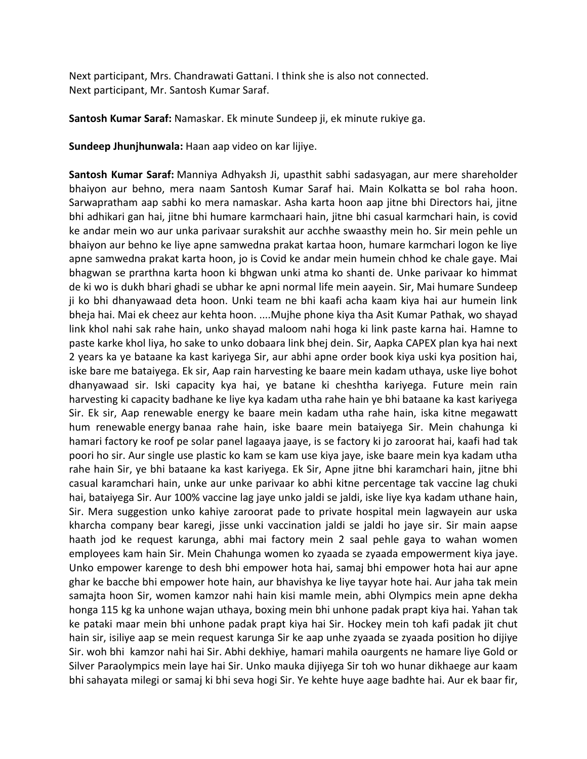Next participant, Mrs. Chandrawati Gattani. I think she is also not connected.
Next participant, Mr. Santosh Kumar Saraf.

**Santosh Kumar Saraf:** Namaskar. Ek minute Sundeep ji, ek minute rukiye ga.

**Sundeep Jhunjhunwala:** Haan aap video on kar lijiye.

**Santosh Kumar Saraf:** Manniya Adhyaksh Ji, upasthit sabhi sadasyagan, aur mere shareholder bhaiyon aur behno, mera naam Santosh Kumar Saraf hai. Main Kolkatta se bol raha hoon. Sarwapratham aap sabhi ko mera namaskar. Asha karta hoon aap jitne bhi Directors hai, jitne bhi adhikari gan hai, jitne bhi humare karmchaari hain, jitne bhi casual karmchari hain, is covid ke andar mein wo aur unka parivaar surakshit aur acchhe swaasthy mein ho. Sir mein pehle un bhaiyon aur behno ke liye apne samwedna prakat kartaa hoon, humare karmchari logon ke liye apne samwedna prakat karta hoon, jo is Covid ke andar mein humein chhod ke chale gaye. Mai bhagwan se prarthna karta hoon ki bhgwan unki atma ko shanti de. Unke parivaar ko himmat de ki wo is dukh bhari ghadi se ubhar ke apni normal life mein aayein. Sir, Mai humare Sundeep ji ko bhi dhanyawaad deta hoon. Unki team ne bhi kaafi acha kaam kiya hai aur humein link bheja hai. Mai ek cheez aur kehta hoon. ....Mujhe phone kiya tha Asit Kumar Pathak, wo shayad link khol nahi sak rahe hain, unko shayad maloom nahi hoga ki link paste karna hai. Hamne to paste karke khol liya, ho sake to unko dobaara link bhej dein. Sir, Aapka CAPEX plan kya hai next 2 years ka ye bataane ka kast kariyega Sir, aur abhi apne order book kiya uski kya position hai, iske bare me bataiyega. Ek sir, Aap rain harvesting ke baare mein kadam uthaya, uske liye bohot dhanyawaad sir. Iski capacity kya hai, ye batane ki cheshtha kariyega. Future mein rain harvesting ki capacity badhane ke liye kya kadam utha rahe hain ye bhi bataane ka kast kariyega Sir. Ek sir, Aap renewable energy ke baare mein kadam utha rahe hain, iska kitne megawatt hum renewable energy banaa rahe hain, iske baare mein bataiyega Sir. Mein chahunga ki hamari factory ke roof pe solar panel lagaaya jaaye, is se factory ki jo zaroorat hai, kaafi had tak poori ho sir. Aur single use plastic ko kam se kam use kiya jaye, iske baare mein kya kadam utha rahe hain Sir, ye bhi bataane ka kast kariyega. Ek Sir, Apne jitne bhi karamchari hain, jitne bhi casual karamchari hain, unke aur unke parivaar ko abhi kitne percentage tak vaccine lag chuki hai, bataiyega Sir. Aur 100% vaccine lag jaye unko jaldi se jaldi, iske liye kya kadam uthane hain, Sir. Mera suggestion unko kahiye zaroorat pade to private hospital mein lagwayein aur uska kharcha company bear karegi, jisse unki vaccination jaldi se jaldi ho jaye sir. Sir main aapse haath jod ke request karunga, abhi mai factory mein 2 saal pehle gaya to wahan women employees kam hain Sir. Mein Chahunga women ko zyaada se zyaada empowerment kiya jaye. Unko empower karenge to desh bhi empower hota hai, samaj bhi empower hota hai aur apne ghar ke bacche bhi empower hote hain, aur bhavishya ke liye tayyar hote hai. Aur jaha tak mein samajta hoon Sir, women kamzor nahi hain kisi mamle mein, abhi Olympics mein apne dekha honga 115 kg ka unhone wajan uthaya, boxing mein bhi unhone padak prapt kiya hai. Yahan tak ke pataki maar mein bhi unhone padak prapt kiya hai Sir. Hockey mein toh kafi padak jit chut hain sir, isiliye aap se mein request karunga Sir ke aap unhe zyaada se zyaada position ho dijiye Sir. woh bhi kamzor nahi hai Sir. Abhi dekhiye, hamari mahila oaurgents ne hamare liye Gold or Silver Paraolympics mein laye hai Sir. Unko mauka dijiyega Sir toh wo hunar dikhaege aur kaam bhi sahayata milegi or samaj ki bhi seva hogi Sir. Ye kehte huye aage badhte hai. Aur ek baar fir,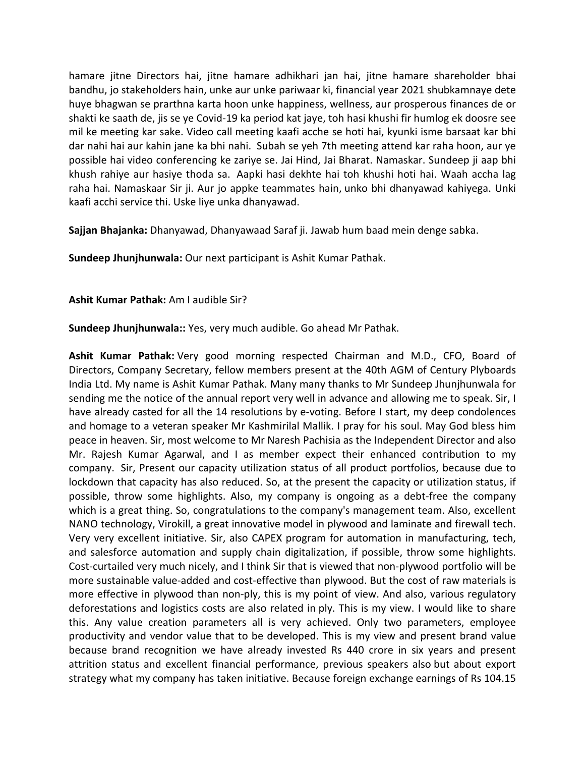hamare jitne Directors hai, jitne hamare adhikhari jan hai, jitne hamare shareholder bhai bandhu, jo stakeholders hain, unke aur unke pariwaar ki, financial year 2021 shubkamnaye dete huye bhagwan se prarthna karta hoon unke happiness, wellness, aur prosperous finances de or shakti ke saath de, jis se ye Covid-19 ka period kat jaye, toh hasi khushi fir humlog ek doosre see mil ke meeting kar sake. Video call meeting kaafi acche se hoti hai, kyunki isme barsaat kar bhi dar nahi hai aur kahin jane ka bhi nahi. Subah se yeh 7th meeting attend kar raha hoon, aur ye possible hai video conferencing ke zariye se. Jai Hind, Jai Bharat. Namaskar. Sundeep ji aap bhi khush rahiye aur hasiye thoda sa. Aapki hasi dekhte hai toh khushi hoti hai. Waah accha lag raha hai. Namaskaar Sir ji. Aur jo appke teammates hain, unko bhi dhanyawad kahiyega. Unki kaafi acchi service thi. Uske liye unka dhanyawad.

**Sajjan Bhajanka:** Dhanyawad, Dhanyawaad Saraf ji. Jawab hum baad mein denge sabka.

**Sundeep Jhunjhunwala:** Our next participant is Ashit Kumar Pathak.

**Ashit Kumar Pathak:** Am I audible Sir?

**Sundeep Jhunjhunwala::** Yes, very much audible. Go ahead Mr Pathak.

**Ashit Kumar Pathak:** Very good morning respected Chairman and M.D., CFO, Board of Directors, Company Secretary, fellow members present at the 40th AGM of Century Plyboards India Ltd. My name is Ashit Kumar Pathak. Many many thanks to Mr Sundeep Jhunjhunwala for sending me the notice of the annual report very well in advance and allowing me to speak. Sir, I have already casted for all the 14 resolutions by e-voting. Before I start, my deep condolences and homage to a veteran speaker Mr Kashmirilal Mallik. I pray for his soul. May God bless him peace in heaven. Sir, most welcome to Mr Naresh Pachisia as the Independent Director and also Mr. Rajesh Kumar Agarwal, and I as member expect their enhanced contribution to my company. Sir, Present our capacity utilization status of all product portfolios, because due to lockdown that capacity has also reduced. So, at the present the capacity or utilization status, if possible, throw some highlights. Also, my company is ongoing as a debt-free the company which is a great thing. So, congratulations to the company's management team. Also, excellent NANO technology, Virokill, a great innovative model in plywood and laminate and firewall tech. Very very excellent initiative. Sir, also CAPEX program for automation in manufacturing, tech, and salesforce automation and supply chain digitalization, if possible, throw some highlights. Cost-curtailed very much nicely, and I think Sir that is viewed that non-plywood portfolio will be more sustainable value-added and cost-effective than plywood. But the cost of raw materials is more effective in plywood than non-ply, this is my point of view. And also, various regulatory deforestations and logistics costs are also related in ply. This is my view. I would like to share this. Any value creation parameters all is very achieved. Only two parameters, employee productivity and vendor value that to be developed. This is my view and present brand value because brand recognition we have already invested Rs 440 crore in six years and present attrition status and excellent financial performance, previous speakers also but about export strategy what my company has taken initiative. Because foreign exchange earnings of Rs 104.15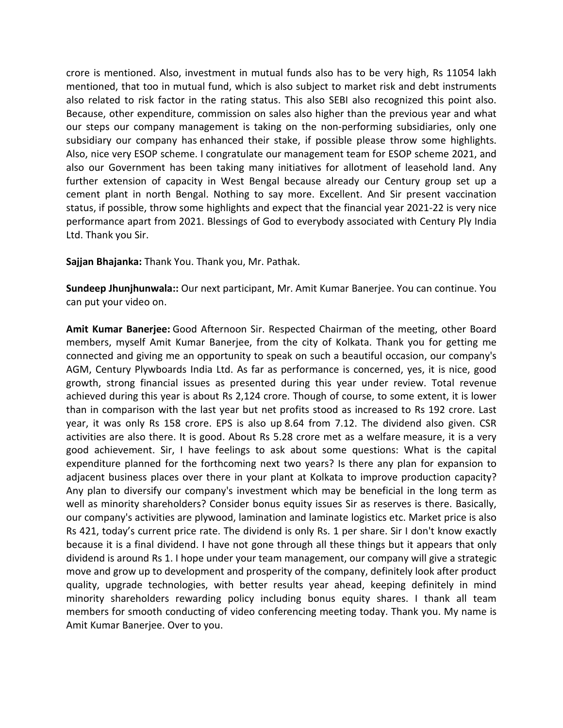crore is mentioned. Also, investment in mutual funds also has to be very high, Rs 11054 lakh mentioned, that too in mutual fund, which is also subject to market risk and debt instruments also related to risk factor in the rating status. This also SEBI also recognized this point also. Because, other expenditure, commission on sales also higher than the previous year and what our steps our company management is taking on the non-performing subsidiaries, only one subsidiary our company has enhanced their stake, if possible please throw some highlights. Also, nice very ESOP scheme. I congratulate our management team for ESOP scheme 2021, and also our Government has been taking many initiatives for allotment of leasehold land. Any further extension of capacity in West Bengal because already our Century group set up a cement plant in north Bengal. Nothing to say more. Excellent. And Sir present vaccination status, if possible, throw some highlights and expect that the financial year 2021-22 is very nice performance apart from 2021. Blessings of God to everybody associated with Century Ply India Ltd. Thank you Sir.

**Sajjan Bhajanka:** Thank You. Thank you, Mr. Pathak.

**Sundeep Jhunjhunwala::** Our next participant, Mr. Amit Kumar Banerjee. You can continue. You can put your video on.

**Amit Kumar Banerjee:** Good Afternoon Sir. Respected Chairman of the meeting, other Board members, myself Amit Kumar Banerjee, from the city of Kolkata. Thank you for getting me connected and giving me an opportunity to speak on such a beautiful occasion, our company's AGM, Century Plywboards India Ltd. As far as performance is concerned, yes, it is nice, good growth, strong financial issues as presented during this year under review. Total revenue achieved during this year is about Rs 2,124 crore. Though of course, to some extent, it is lower than in comparison with the last year but net profits stood as increased to Rs 192 crore. Last year, it was only Rs 158 crore. EPS is also up 8.64 from 7.12. The dividend also given. CSR activities are also there. It is good. About Rs 5.28 crore met as a welfare measure, it is a very good achievement. Sir, I have feelings to ask about some questions: What is the capital expenditure planned for the forthcoming next two years? Is there any plan for expansion to adjacent business places over there in your plant at Kolkata to improve production capacity? Any plan to diversify our company's investment which may be beneficial in the long term as well as minority shareholders? Consider bonus equity issues Sir as reserves is there. Basically, our company's activities are plywood, lamination and laminate logistics etc. Market price is also Rs 421, today's current price rate. The dividend is only Rs. 1 per share. Sir I don't know exactly because it is a final dividend. I have not gone through all these things but it appears that only dividend is around Rs 1. I hope under your team management, our company will give a strategic move and grow up to development and prosperity of the company, definitely look after product quality, upgrade technologies, with better results year ahead, keeping definitely in mind minority shareholders rewarding policy including bonus equity shares. I thank all team members for smooth conducting of video conferencing meeting today. Thank you. My name is Amit Kumar Banerjee. Over to you.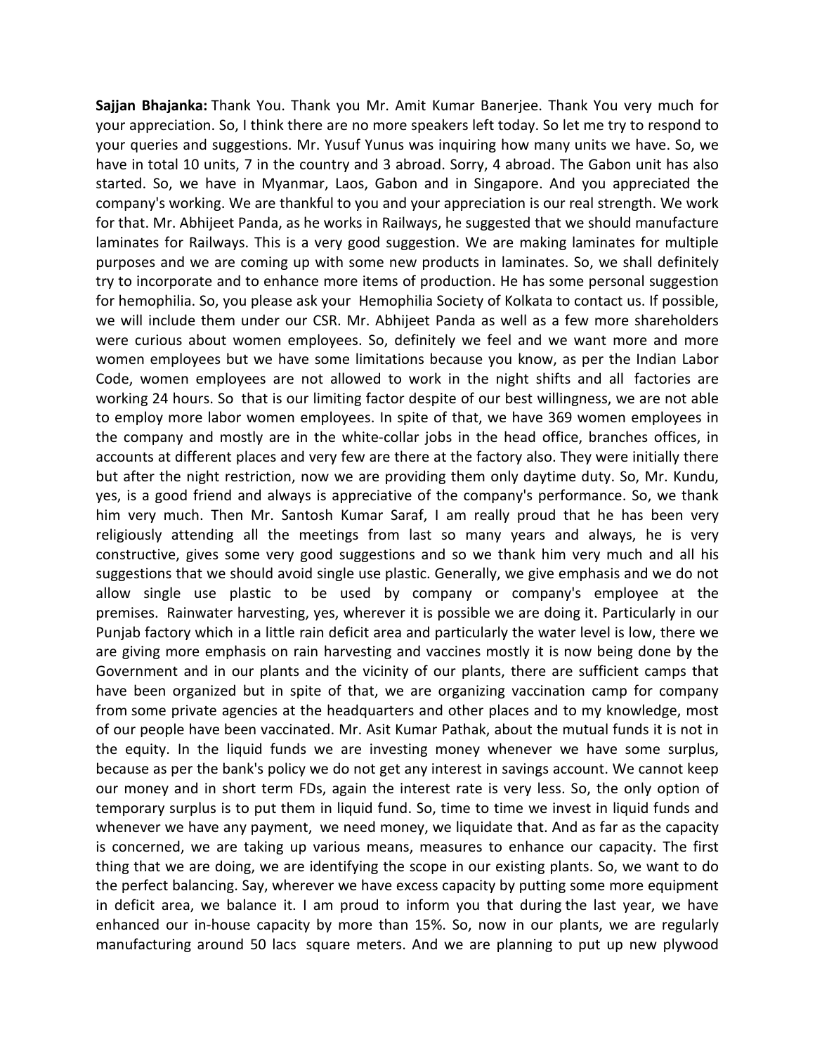**Sajjan Bhajanka:** Thank You. Thank you Mr. Amit Kumar Banerjee. Thank You very much for your appreciation. So, I think there are no more speakers left today. So let me try to respond to your queries and suggestions. Mr. Yusuf Yunus was inquiring how many units we have. So, we have in total 10 units, 7 in the country and 3 abroad. Sorry, 4 abroad. The Gabon unit has also started. So, we have in Myanmar, Laos, Gabon and in Singapore. And you appreciated the company's working. We are thankful to you and your appreciation is our real strength. We work for that. Mr. Abhijeet Panda, as he works in Railways, he suggested that we should manufacture laminates for Railways. This is a very good suggestion. We are making laminates for multiple purposes and we are coming up with some new products in laminates. So, we shall definitely try to incorporate and to enhance more items of production. He has some personal suggestion for hemophilia. So, you please ask your Hemophilia Society of Kolkata to contact us. If possible, we will include them under our CSR. Mr. Abhijeet Panda as well as a few more shareholders were curious about women employees. So, definitely we feel and we want more and more women employees but we have some limitations because you know, as per the Indian Labor Code, women employees are not allowed to work in the night shifts and all factories are working 24 hours. So that is our limiting factor despite of our best willingness, we are not able to employ more labor women employees. In spite of that, we have 369 women employees in the company and mostly are in the white-collar jobs in the head office, branches offices, in accounts at different places and very few are there at the factory also. They were initially there but after the night restriction, now we are providing them only daytime duty. So, Mr. Kundu, yes, is a good friend and always is appreciative of the company's performance. So, we thank him very much. Then Mr. Santosh Kumar Saraf, I am really proud that he has been very religiously attending all the meetings from last so many years and always, he is very constructive, gives some very good suggestions and so we thank him very much and all his suggestions that we should avoid single use plastic. Generally, we give emphasis and we do not allow single use plastic to be used by company or company's employee at the premises. Rainwater harvesting, yes, wherever it is possible we are doing it. Particularly in our Punjab factory which in a little rain deficit area and particularly the water level is low, there we are giving more emphasis on rain harvesting and vaccines mostly it is now being done by the Government and in our plants and the vicinity of our plants, there are sufficient camps that have been organized but in spite of that, we are organizing vaccination camp for company from some private agencies at the headquarters and other places and to my knowledge, most of our people have been vaccinated. Mr. Asit Kumar Pathak, about the mutual funds it is not in the equity. In the liquid funds we are investing money whenever we have some surplus, because as per the bank's policy we do not get any interest in savings account. We cannot keep our money and in short term FDs, again the interest rate is very less. So, the only option of temporary surplus is to put them in liquid fund. So, time to time we invest in liquid funds and whenever we have any payment, we need money, we liquidate that. And as far as the capacity is concerned, we are taking up various means, measures to enhance our capacity. The first thing that we are doing, we are identifying the scope in our existing plants. So, we want to do the perfect balancing. Say, wherever we have excess capacity by putting some more equipment in deficit area, we balance it. I am proud to inform you that during the last year, we have enhanced our in-house capacity by more than 15%. So, now in our plants, we are regularly manufacturing around 50 lacs square meters. And we are planning to put up new plywood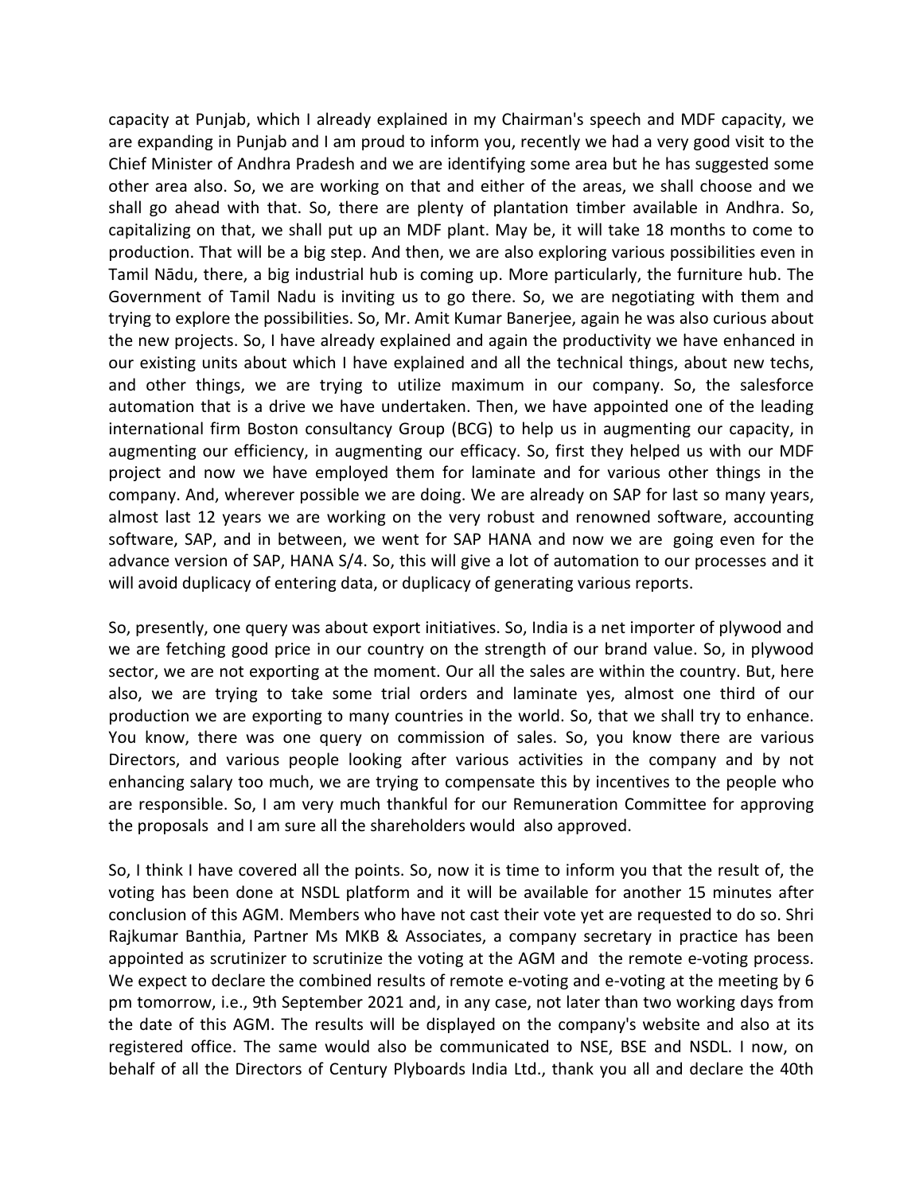capacity at Punjab, which I already explained in my Chairman's speech and MDF capacity, we are expanding in Punjab and I am proud to inform you, recently we had a very good visit to the Chief Minister of Andhra Pradesh and we are identifying some area but he has suggested some other area also. So, we are working on that and either of the areas, we shall choose and we shall go ahead with that. So, there are plenty of plantation timber available in Andhra. So, capitalizing on that, we shall put up an MDF plant. May be, it will take 18 months to come to production. That will be a big step. And then, we are also exploring various possibilities even in Tamil Nādu, there, a big industrial hub is coming up. More particularly, the furniture hub. The Government of Tamil Nadu is inviting us to go there. So, we are negotiating with them and trying to explore the possibilities. So, Mr. Amit Kumar Banerjee, again he was also curious about the new projects. So, I have already explained and again the productivity we have enhanced in our existing units about which I have explained and all the technical things, about new techs, and other things, we are trying to utilize maximum in our company. So, the salesforce automation that is a drive we have undertaken. Then, we have appointed one of the leading international firm Boston consultancy Group (BCG) to help us in augmenting our capacity, in augmenting our efficiency, in augmenting our efficacy. So, first they helped us with our MDF project and now we have employed them for laminate and for various other things in the company. And, wherever possible we are doing. We are already on SAP for last so many years, almost last 12 years we are working on the very robust and renowned software, accounting software, SAP, and in between, we went for SAP HANA and now we are going even for the advance version of SAP, HANA S/4. So, this will give a lot of automation to our processes and it will avoid duplicacy of entering data, or duplicacy of generating various reports.

So, presently, one query was about export initiatives. So, India is a net importer of plywood and we are fetching good price in our country on the strength of our brand value. So, in plywood sector, we are not exporting at the moment. Our all the sales are within the country. But, here also, we are trying to take some trial orders and laminate yes, almost one third of our production we are exporting to many countries in the world. So, that we shall try to enhance. You know, there was one query on commission of sales. So, you know there are various Directors, and various people looking after various activities in the company and by not enhancing salary too much, we are trying to compensate this by incentives to the people who are responsible. So, I am very much thankful for our Remuneration Committee for approving the proposals and I am sure all the shareholders would also approved.

So, I think I have covered all the points. So, now it is time to inform you that the result of, the voting has been done at NSDL platform and it will be available for another 15 minutes after conclusion of this AGM. Members who have not cast their vote yet are requested to do so. Shri Rajkumar Banthia, Partner Ms MKB & Associates, a company secretary in practice has been appointed as scrutinizer to scrutinize the voting at the AGM and the remote e-voting process. We expect to declare the combined results of remote e-voting and e-voting at the meeting by 6 pm tomorrow, i.e., 9th September 2021 and, in any case, not later than two working days from the date of this AGM. The results will be displayed on the company's website and also at its registered office. The same would also be communicated to NSE, BSE and NSDL. I now, on behalf of all the Directors of Century Plyboards India Ltd., thank you all and declare the 40th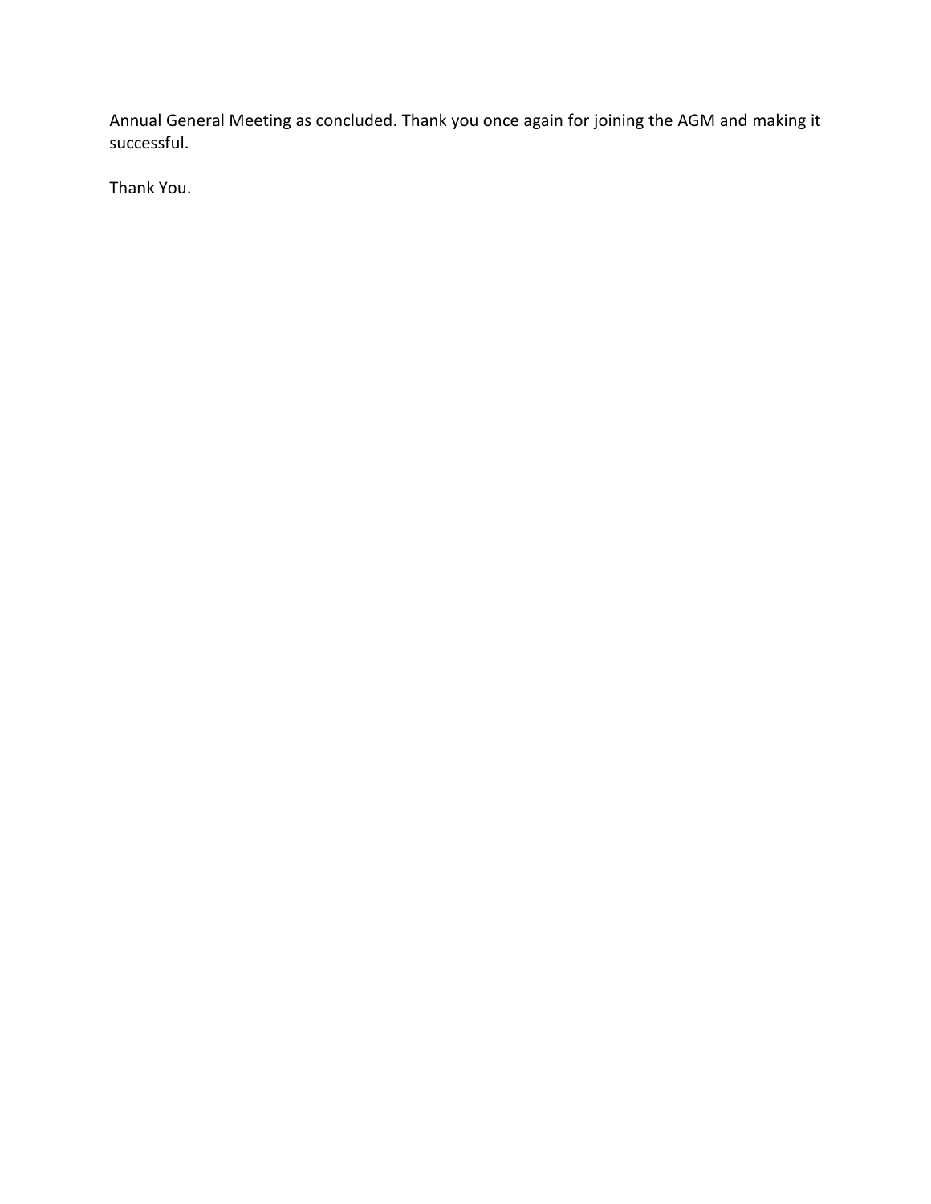Annual General Meeting as concluded. Thank you once again for joining the AGM and making it successful.

Thank You.